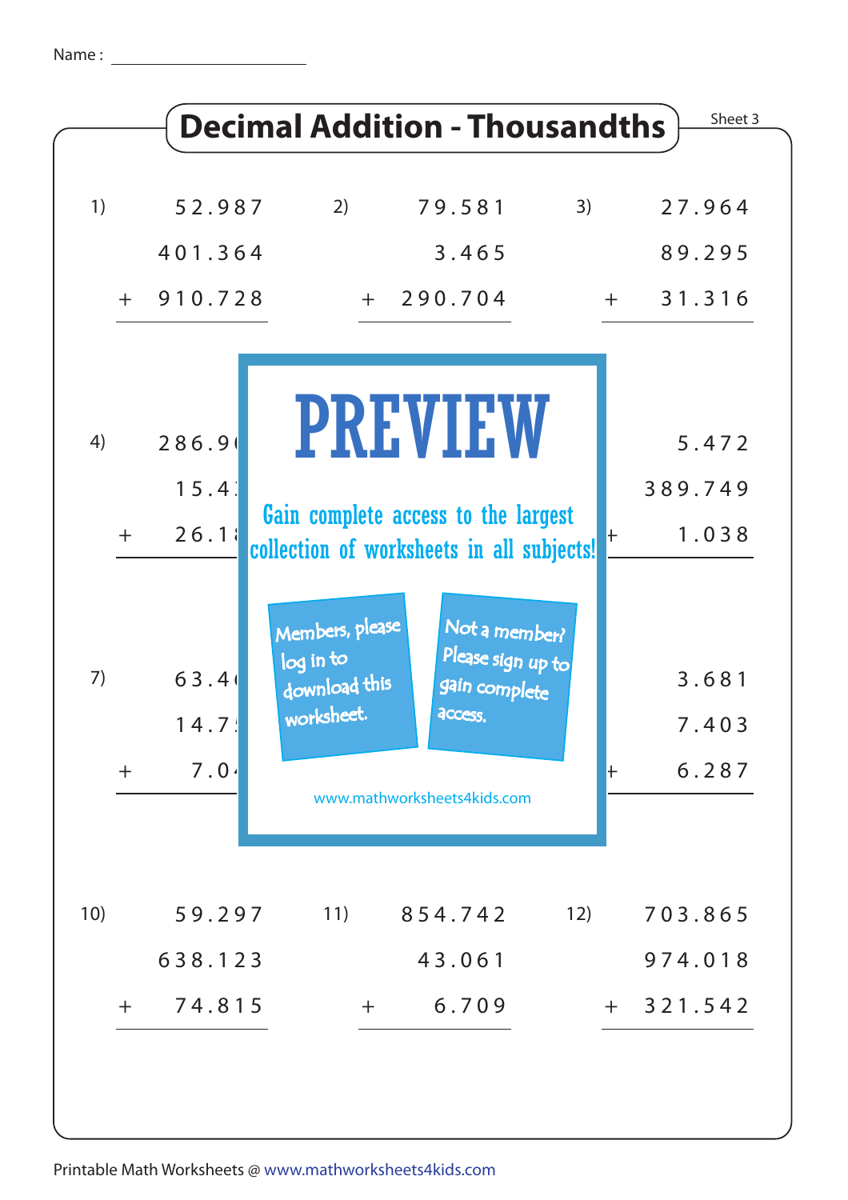Name : ____________________

# Decimal Addition - Thousandths

Sheet 3

1)
```
    52.987
   401.364
 + 910.728
 _________
```

2)
```
    79.581
     3.465
 + 290.704
 _________
```

3)
```
    27.964
    89.295
 +  31.316
 _________
```

4)
```
   286.9
    15.4
 +  26.1
 _________
```

6)
```
     5.472
   389.749
 +   1.038
 _________
```

7)
```
    63.4
    14.7
 +   7.0
 _________
```

9)
```
     3.681
     7.403
 +   6.287
 _________
```

**PREVIEW**

Gain complete access to the largest collection of worksheets in all subjects!

Members, please log in to download this worksheet.

Not a member? Please sign up to gain complete access.

www.mathworksheets4kids.com

10)
```
    59.297
   638.123
 +  74.815
 _________
```

11)
```
   854.742
    43.061
 +   6.709
 _________
```

12)
```
   703.865
   974.018
 + 321.542
 _________
```

Printable Math Worksheets @ www.mathworksheets4kids.com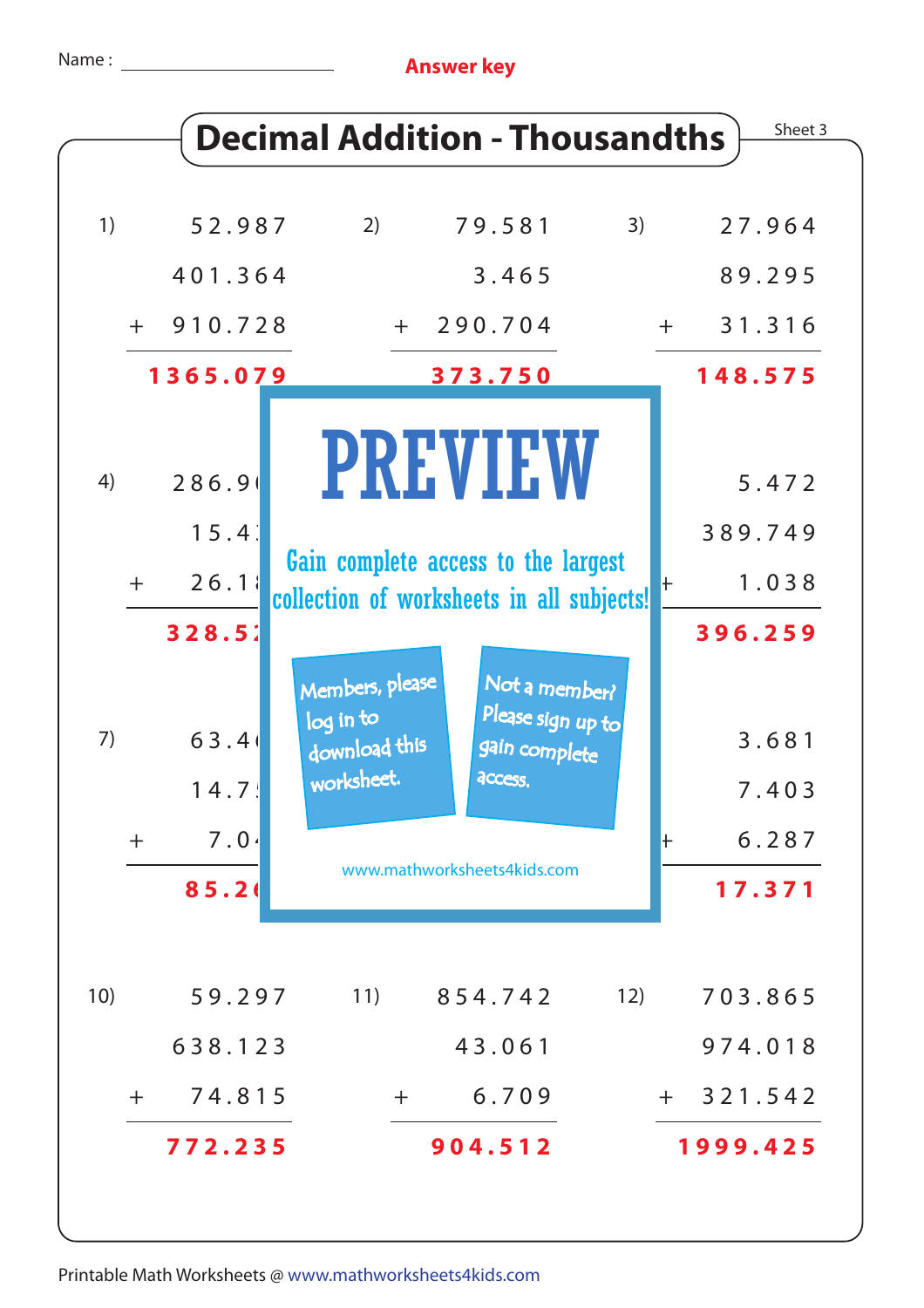Name : ____________________

**Answer key**

# Decimal Addition - Thousandths

Sheet 3

1) 52.987
401.364
+ 910.728
**1365.079**

2) 79.581
3.465
+ 290.704
**373.750**

3) 27.964
89.295
+ 31.316
**148.575**

4) 286.9
15.4
+ 26.1
**328.5**

6) 5.472
389.749
+ 1.038
**396.259**

7) 63.4
14.7
+ 7.0
**85.2**

9) 3.681
7.403
+ 6.287
**17.371**

PREVIEW

Gain complete access to the largest collection of worksheets in all subjects!

Members, please log in to download this worksheet.

Not a member? Please sign up to gain complete access.

www.mathworksheets4kids.com

10) 59.297
638.123
+ 74.815
**772.235**

11) 854.742
43.061
+ 6.709
**904.512**

12) 703.865
974.018
+ 321.542
**1999.425**

Printable Math Worksheets @ www.mathworksheets4kids.com